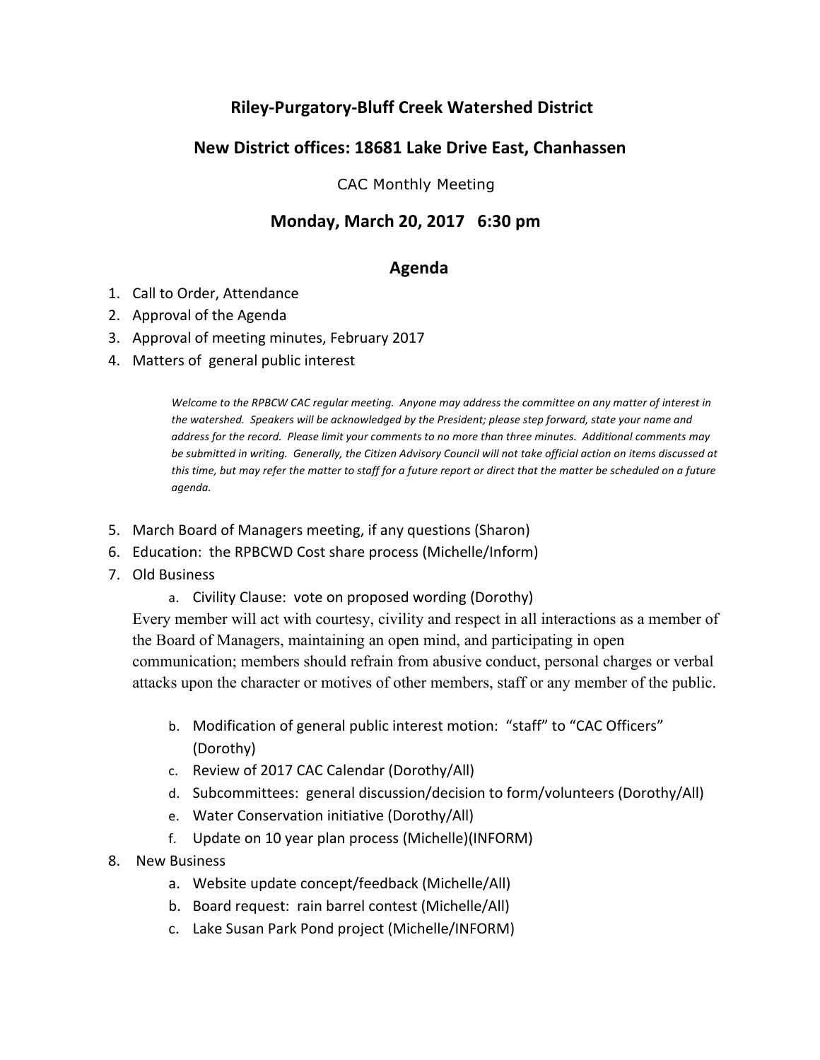# Riley-Purgatory-Bluff Creek Watershed District

## New District offices: 18681 Lake Drive East, Chanhassen

CAC Monthly Meeting

## Monday, March 20, 2017 6:30 pm

## Agenda

1. Call to Order, Attendance
2. Approval of the Agenda
3. Approval of meeting minutes, February 2017
4. Matters of general public interest

   *Welcome to the RPBCW CAC regular meeting. Anyone may address the committee on any matter of interest in the watershed. Speakers will be acknowledged by the President; please step forward, state your name and address for the record. Please limit your comments to no more than three minutes. Additional comments may be submitted in writing. Generally, the Citizen Advisory Council will not take official action on items discussed at this time, but may refer the matter to staff for a future report or direct that the matter be scheduled on a future agenda.*

5. March Board of Managers meeting, if any questions (Sharon)
6. Education: the RPBCWD Cost share process (Michelle/Inform)
7. Old Business
   a. Civility Clause: vote on proposed wording (Dorothy)

   Every member will act with courtesy, civility and respect in all interactions as a member of the Board of Managers, maintaining an open mind, and participating in open communication; members should refrain from abusive conduct, personal charges or verbal attacks upon the character or motives of other members, staff or any member of the public.

   b. Modification of general public interest motion: "staff" to "CAC Officers" (Dorothy)
   c. Review of 2017 CAC Calendar (Dorothy/All)
   d. Subcommittees: general discussion/decision to form/volunteers (Dorothy/All)
   e. Water Conservation initiative (Dorothy/All)
   f. Update on 10 year plan process (Michelle)(INFORM)
8. New Business
   a. Website update concept/feedback (Michelle/All)
   b. Board request: rain barrel contest (Michelle/All)
   c. Lake Susan Park Pond project (Michelle/INFORM)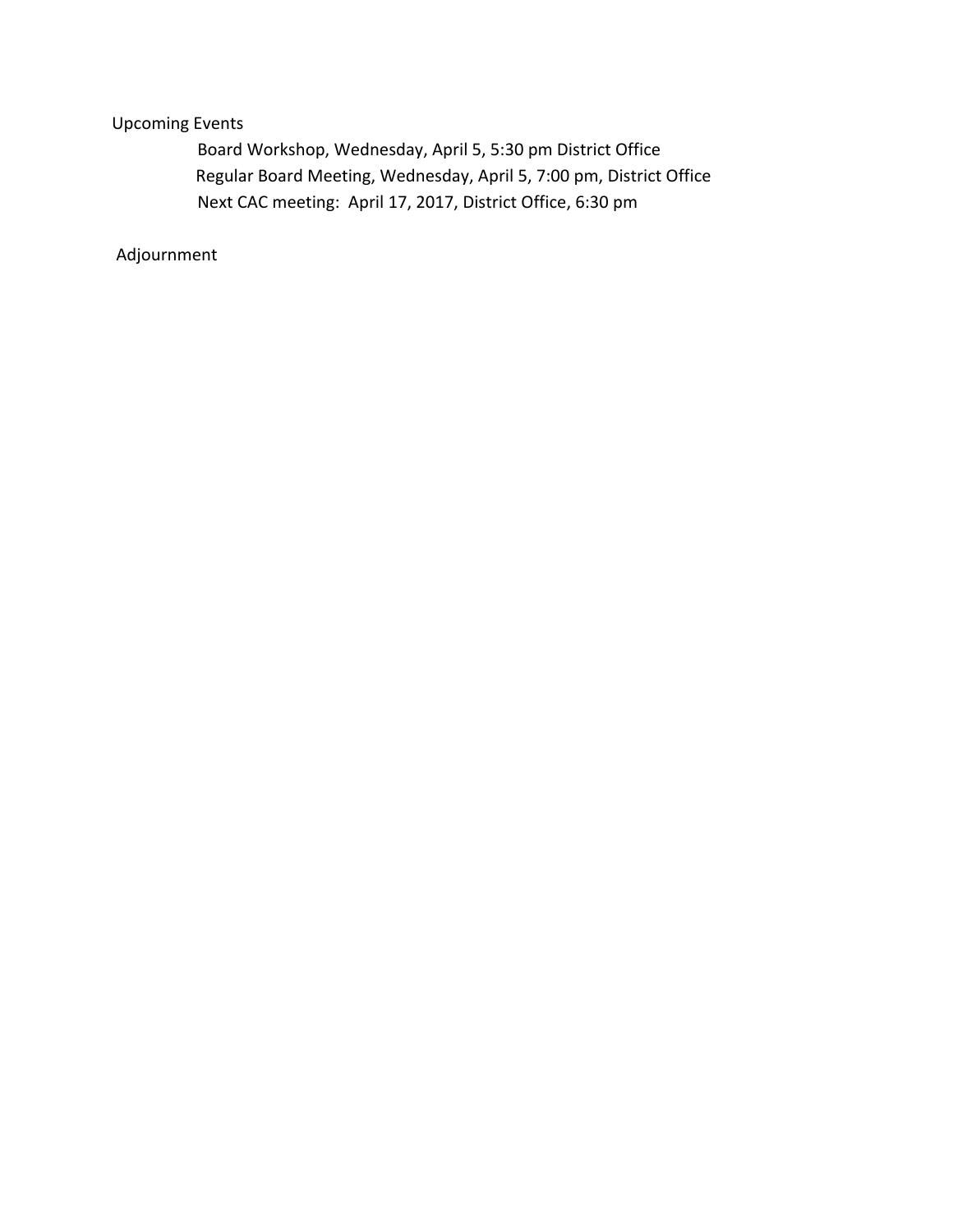Upcoming Events

- Board Workshop, Wednesday, April 5, 5:30 pm District Office
- Regular Board Meeting, Wednesday, April 5, 7:00 pm, District Office
- Next CAC meeting: April 17, 2017, District Office, 6:30 pm

Adjournment